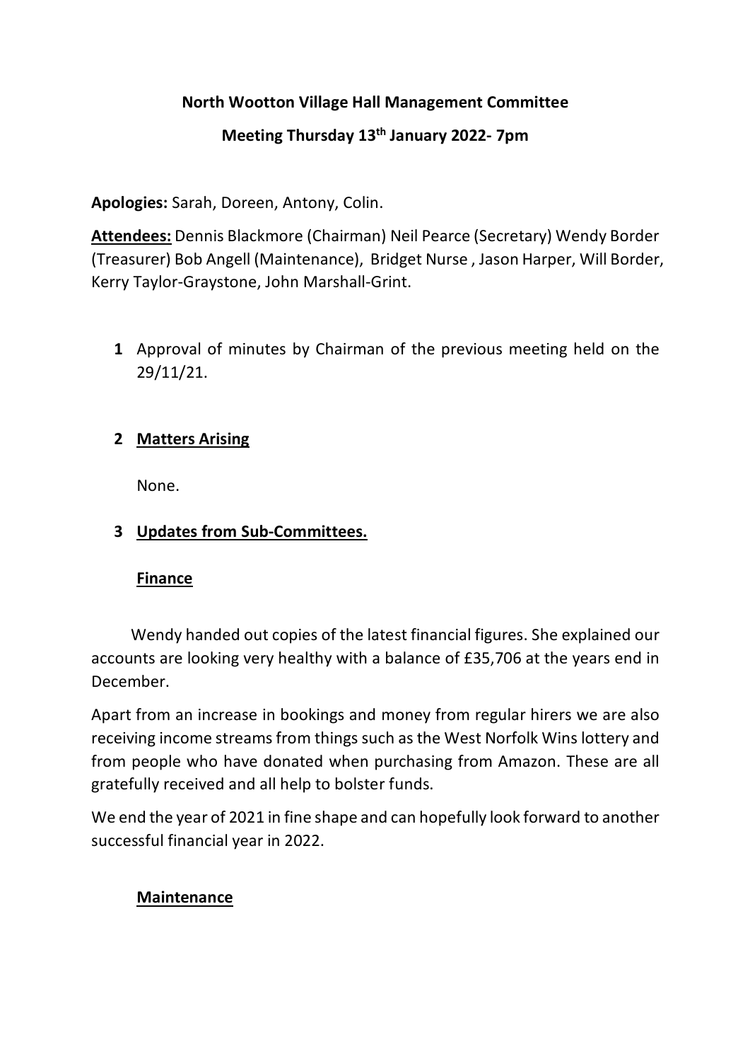**North Wootton Village Hall Management Committee**

**Meeting Thursday 13th January 2022- 7pm**

**Apologies:** Sarah, Doreen, Antony, Colin.

**Attendees:** Dennis Blackmore (Chairman) Neil Pearce (Secretary) Wendy Border (Treasurer) Bob Angell (Maintenance), Bridget Nurse , Jason Harper, Will Border, Kerry Taylor-Graystone, John Marshall-Grint.

1. Approval of minutes by Chairman of the previous meeting held on the 29/11/21.

2. **Matters Arising**

   None.

3. **Updates from Sub-Committees.**

   **Finance**

Wendy handed out copies of the latest financial figures. She explained our accounts are looking very healthy with a balance of £35,706 at the years end in December.

Apart from an increase in bookings and money from regular hirers we are also receiving income streams from things such as the West Norfolk Wins lottery and from people who have donated when purchasing from Amazon. These are all gratefully received and all help to bolster funds.

We end the year of 2021 in fine shape and can hopefully look forward to another successful financial year in 2022.

   **Maintenance**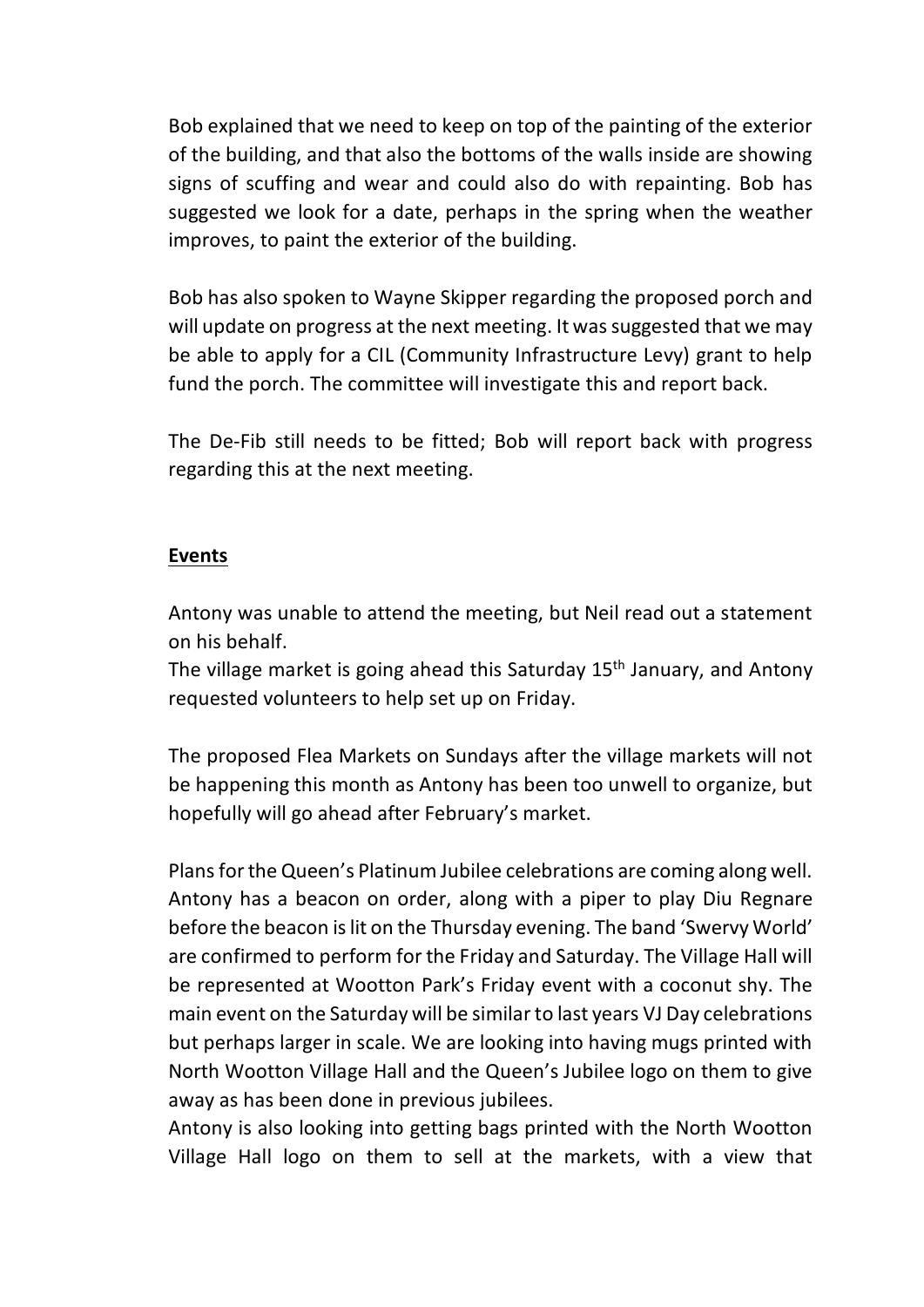Bob explained that we need to keep on top of the painting of the exterior of the building, and that also the bottoms of the walls inside are showing signs of scuffing and wear and could also do with repainting. Bob has suggested we look for a date, perhaps in the spring when the weather improves, to paint the exterior of the building.

Bob has also spoken to Wayne Skipper regarding the proposed porch and will update on progress at the next meeting. It was suggested that we may be able to apply for a CIL (Community Infrastructure Levy) grant to help fund the porch. The committee will investigate this and report back.

The De-Fib still needs to be fitted; Bob will report back with progress regarding this at the next meeting.

**Events**

Antony was unable to attend the meeting, but Neil read out a statement on his behalf.
The village market is going ahead this Saturday 15th January, and Antony requested volunteers to help set up on Friday.

The proposed Flea Markets on Sundays after the village markets will not be happening this month as Antony has been too unwell to organize, but hopefully will go ahead after February's market.

Plans for the Queen's Platinum Jubilee celebrations are coming along well. Antony has a beacon on order, along with a piper to play Diu Regnare before the beacon is lit on the Thursday evening. The band 'Swervy World' are confirmed to perform for the Friday and Saturday. The Village Hall will be represented at Wootton Park's Friday event with a coconut shy. The main event on the Saturday will be similar to last years VJ Day celebrations but perhaps larger in scale. We are looking into having mugs printed with North Wootton Village Hall and the Queen's Jubilee logo on them to give away as has been done in previous jubilees.
Antony is also looking into getting bags printed with the North Wootton Village Hall logo on them to sell at the markets, with a view that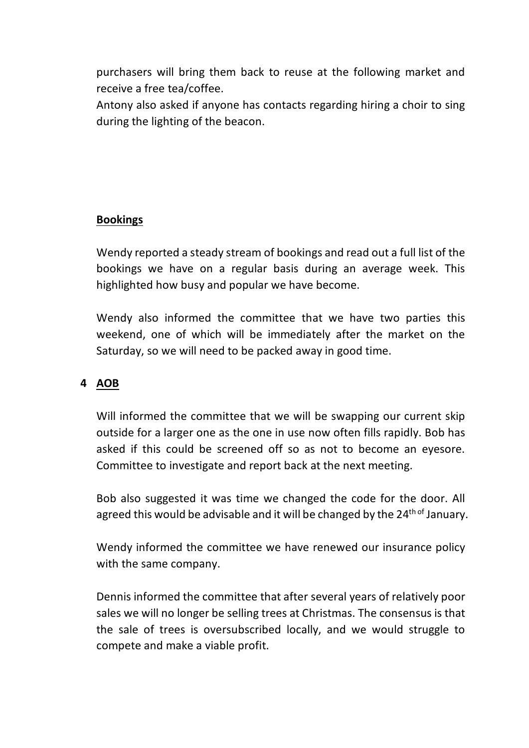purchasers will bring them back to reuse at the following market and receive a free tea/coffee.

Antony also asked if anyone has contacts regarding hiring a choir to sing during the lighting of the beacon.

**Bookings**

Wendy reported a steady stream of bookings and read out a full list of the bookings we have on a regular basis during an average week. This highlighted how busy and popular we have become.

Wendy also informed the committee that we have two parties this weekend, one of which will be immediately after the market on the Saturday, so we will need to be packed away in good time.

## 4 AOB

Will informed the committee that we will be swapping our current skip outside for a larger one as the one in use now often fills rapidly. Bob has asked if this could be screened off so as not to become an eyesore. Committee to investigate and report back at the next meeting.

Bob also suggested it was time we changed the code for the door. All agreed this would be advisable and it will be changed by the 24th of January.

Wendy informed the committee we have renewed our insurance policy with the same company.

Dennis informed the committee that after several years of relatively poor sales we will no longer be selling trees at Christmas. The consensus is that the sale of trees is oversubscribed locally, and we would struggle to compete and make a viable profit.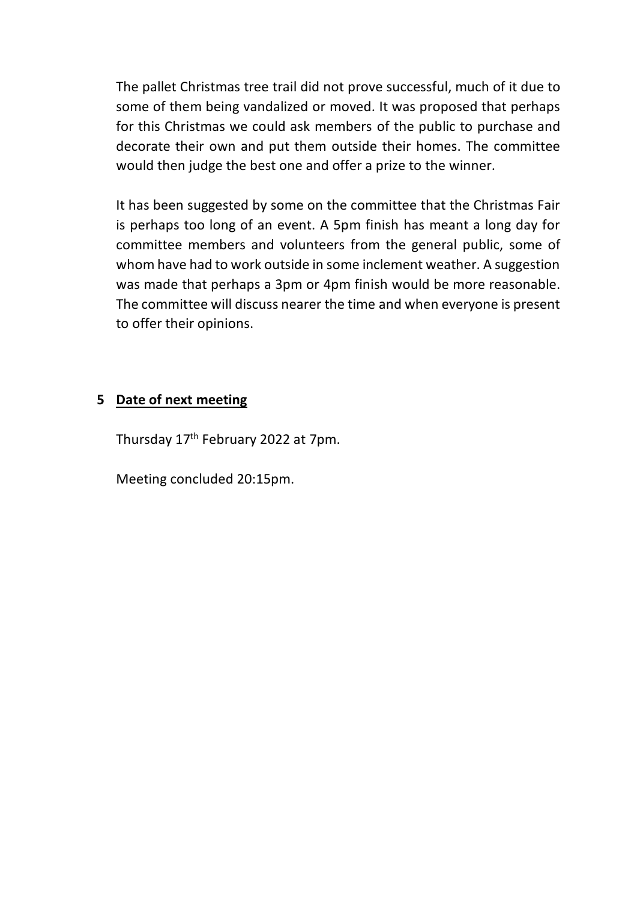The pallet Christmas tree trail did not prove successful, much of it due to some of them being vandalized or moved. It was proposed that perhaps for this Christmas we could ask members of the public to purchase and decorate their own and put them outside their homes. The committee would then judge the best one and offer a prize to the winner.

It has been suggested by some on the committee that the Christmas Fair is perhaps too long of an event. A 5pm finish has meant a long day for committee members and volunteers from the general public, some of whom have had to work outside in some inclement weather. A suggestion was made that perhaps a 3pm or 4pm finish would be more reasonable. The committee will discuss nearer the time and when everyone is present to offer their opinions.

## 5 Date of next meeting

Thursday 17th February 2022 at 7pm.

Meeting concluded 20:15pm.